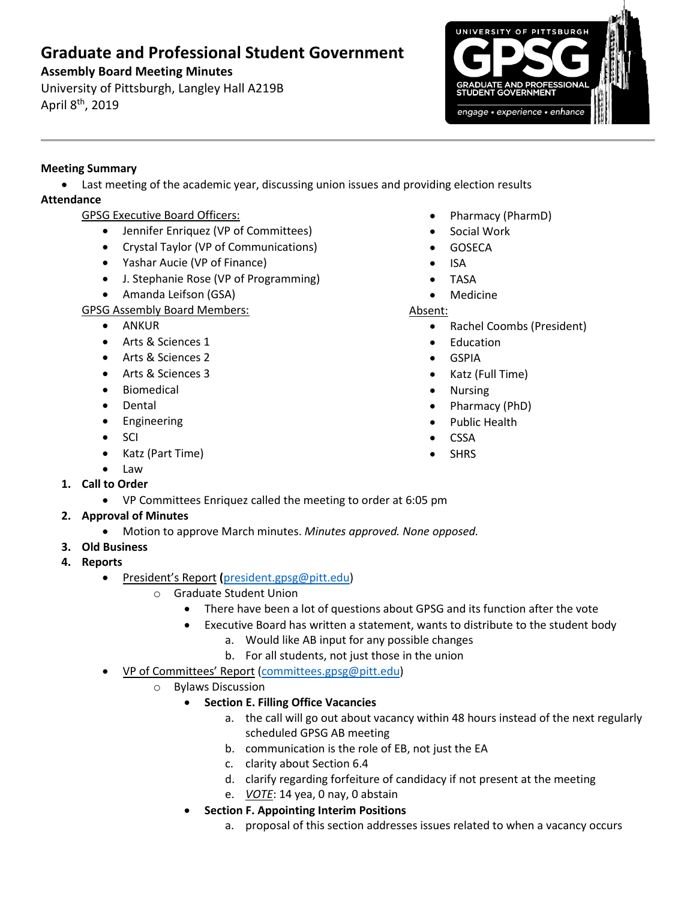# Graduate and Professional Student Government

**Assembly Board Meeting Minutes**

University of Pittsburgh, Langley Hall A219B

April 8th, 2019

**Meeting Summary**

- Last meeting of the academic year, discussing union issues and providing election results

**Attendance**

GPSG Executive Board Officers:

- Jennifer Enriquez (VP of Committees)
- Crystal Taylor (VP of Communications)
- Yashar Aucie (VP of Finance)
- J. Stephanie Rose (VP of Programming)
- Amanda Leifson (GSA)

GPSG Assembly Board Members:

- ANKUR
- Arts & Sciences 1
- Arts & Sciences 2
- Arts & Sciences 3
- Biomedical
- Dental
- Engineering
- SCI
- Katz (Part Time)
- Law
- Pharmacy (PharmD)
- Social Work
- GOSECA
- ISA
- TASA
- Medicine

Absent:

- Rachel Coombs (President)
- Education
- GSPIA
- Katz (Full Time)
- Nursing
- Pharmacy (PhD)
- Public Health
- CSSA
- SHRS

1. **Call to Order**
   - VP Committees Enriquez called the meeting to order at 6:05 pm
2. **Approval of Minutes**
   - Motion to approve March minutes. *Minutes approved. None opposed.*
3. **Old Business**
4. **Reports**
   - President's Report (president.gpsg@pitt.edu)
     - Graduate Student Union
       - There have been a lot of questions about GPSG and its function after the vote
       - Executive Board has written a statement, wants to distribute to the student body
         a. Would like AB input for any possible changes
         b. For all students, not just those in the union
   - VP of Committees' Report (committees.gpsg@pitt.edu)
     - Bylaws Discussion
       - **Section E. Filling Office Vacancies**
         a. the call will go out about vacancy within 48 hours instead of the next regularly scheduled GPSG AB meeting
         b. communication is the role of EB, not just the EA
         c. clarity about Section 6.4
         d. clarify regarding forfeiture of candidacy if not present at the meeting
         e. *VOTE*: 14 yea, 0 nay, 0 abstain
       - **Section F. Appointing Interim Positions**
         a. proposal of this section addresses issues related to when a vacancy occurs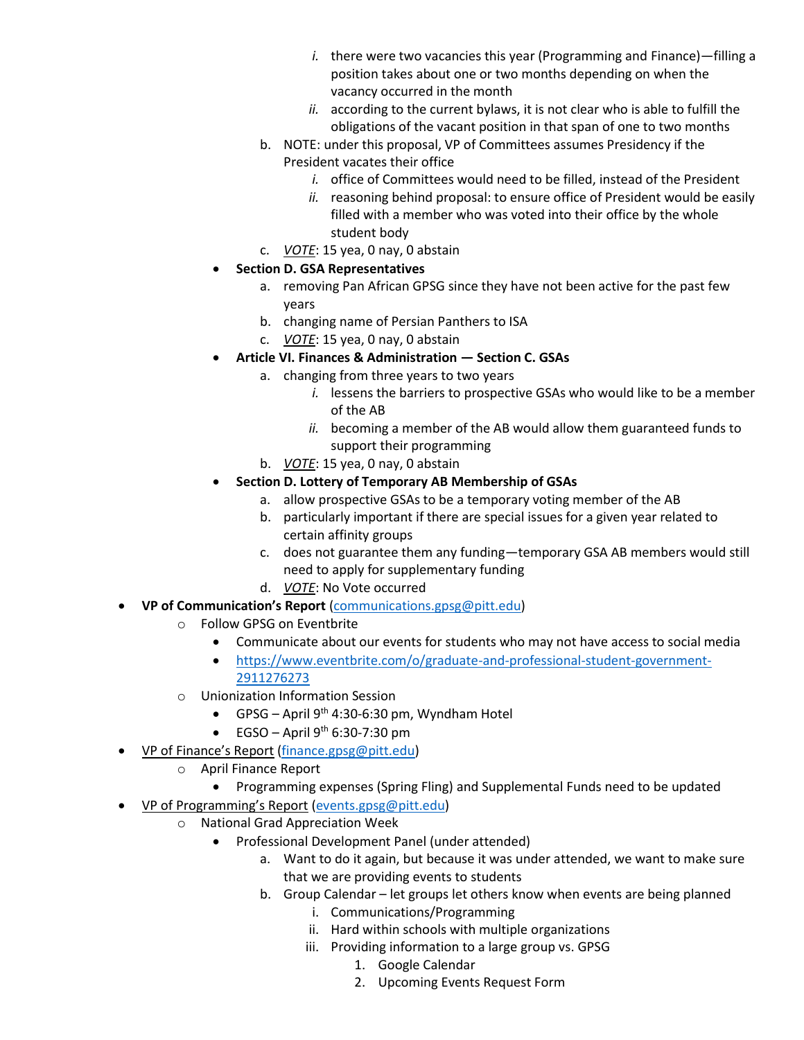i. there were two vacancies this year (Programming and Finance)—filling a position takes about one or two months depending on when the vacancy occurred in the month
            ii. according to the current bylaws, it is not clear who is able to fulfill the obligations of the vacant position in that span of one to two months
        b. NOTE: under this proposal, VP of Committees assumes Presidency if the President vacates their office
            i. office of Committees would need to be filled, instead of the President
            ii. reasoning behind proposal: to ensure office of President would be easily filled with a member who was voted into their office by the whole student body
        c. *VOTE*: 15 yea, 0 nay, 0 abstain
    - **Section D. GSA Representatives**
        a. removing Pan African GPSG since they have not been active for the past few years
        b. changing name of Persian Panthers to ISA
        c. *VOTE*: 15 yea, 0 nay, 0 abstain
    - **Article VI. Finances & Administration — Section C. GSAs**
        a. changing from three years to two years
            i. lessens the barriers to prospective GSAs who would like to be a member of the AB
            ii. becoming a member of the AB would allow them guaranteed funds to support their programming
        b. *VOTE*: 15 yea, 0 nay, 0 abstain
    - **Section D. Lottery of Temporary AB Membership of GSAs**
        a. allow prospective GSAs to be a temporary voting member of the AB
        b. particularly important if there are special issues for a given year related to certain affinity groups
        c. does not guarantee them any funding—temporary GSA AB members would still need to apply for supplementary funding
        d. *VOTE*: No Vote occurred

- **VP of Communication's Report** (communications.gpsg@pitt.edu)
    - Follow GPSG on Eventbrite
        - Communicate about our events for students who may not have access to social media
        - https://www.eventbrite.com/o/graduate-and-professional-student-government-2911276273
    - Unionization Information Session
        - GPSG – April 9th 4:30-6:30 pm, Wyndham Hotel
        - EGSO – April 9th 6:30-7:30 pm
- VP of Finance's Report (finance.gpsg@pitt.edu)
    - April Finance Report
        - Programming expenses (Spring Fling) and Supplemental Funds need to be updated
- VP of Programming's Report (events.gpsg@pitt.edu)
    - National Grad Appreciation Week
        - Professional Development Panel (under attended)
            a. Want to do it again, but because it was under attended, we want to make sure that we are providing events to students
            b. Group Calendar – let groups let others know when events are being planned
                i. Communications/Programming
                ii. Hard within schools with multiple organizations
                iii. Providing information to a large group vs. GPSG
                    1. Google Calendar
                    2. Upcoming Events Request Form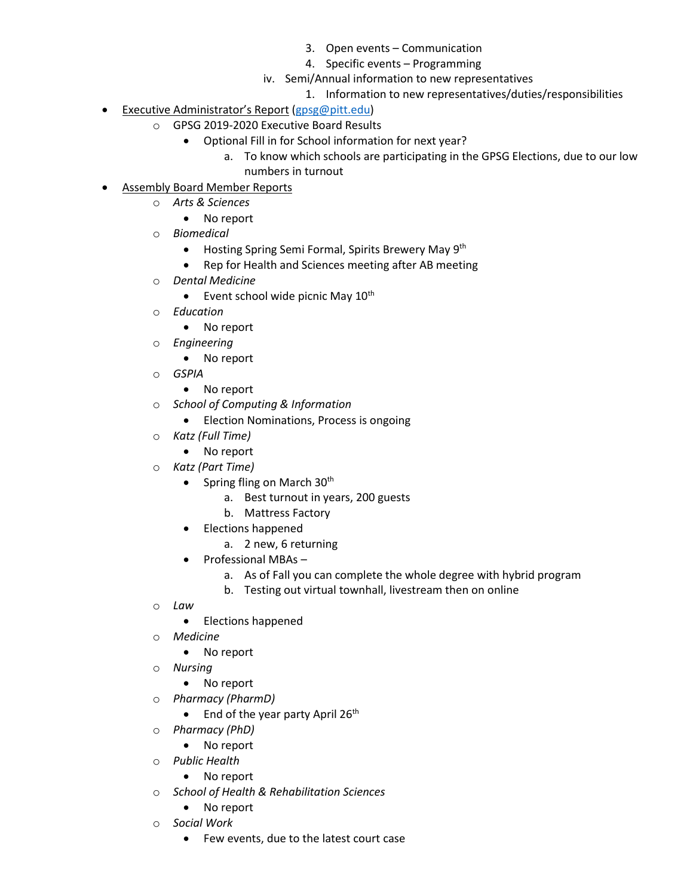3. Open events – Communication
        4. Specific events – Programming
      iv. Semi/Annual information to new representatives
        1. Information to new representatives/duties/responsibilities

- Executive Administrator's Report (gpsg@pitt.edu)
  - GPSG 2019-2020 Executive Board Results
    - Optional Fill in for School information for next year?
      a. To know which schools are participating in the GPSG Elections, due to our low numbers in turnout
- Assembly Board Member Reports
  - *Arts & Sciences*
    - No report
  - *Biomedical*
    - Hosting Spring Semi Formal, Spirits Brewery May 9th
    - Rep for Health and Sciences meeting after AB meeting
  - *Dental Medicine*
    - Event school wide picnic May 10th
  - *Education*
    - No report
  - *Engineering*
    - No report
  - *GSPIA*
    - No report
  - *School of Computing & Information*
    - Election Nominations, Process is ongoing
  - *Katz (Full Time)*
    - No report
  - *Katz (Part Time)*
    - Spring fling on March 30th
      a. Best turnout in years, 200 guests
      b. Mattress Factory
    - Elections happened
      a. 2 new, 6 returning
    - Professional MBAs –
      a. As of Fall you can complete the whole degree with hybrid program
      b. Testing out virtual townhall, livestream then on online
  - *Law*
    - Elections happened
  - *Medicine*
    - No report
  - *Nursing*
    - No report
  - *Pharmacy (PharmD)*
    - End of the year party April 26th
  - *Pharmacy (PhD)*
    - No report
  - *Public Health*
    - No report
  - *School of Health & Rehabilitation Sciences*
    - No report
  - *Social Work*
    - Few events, due to the latest court case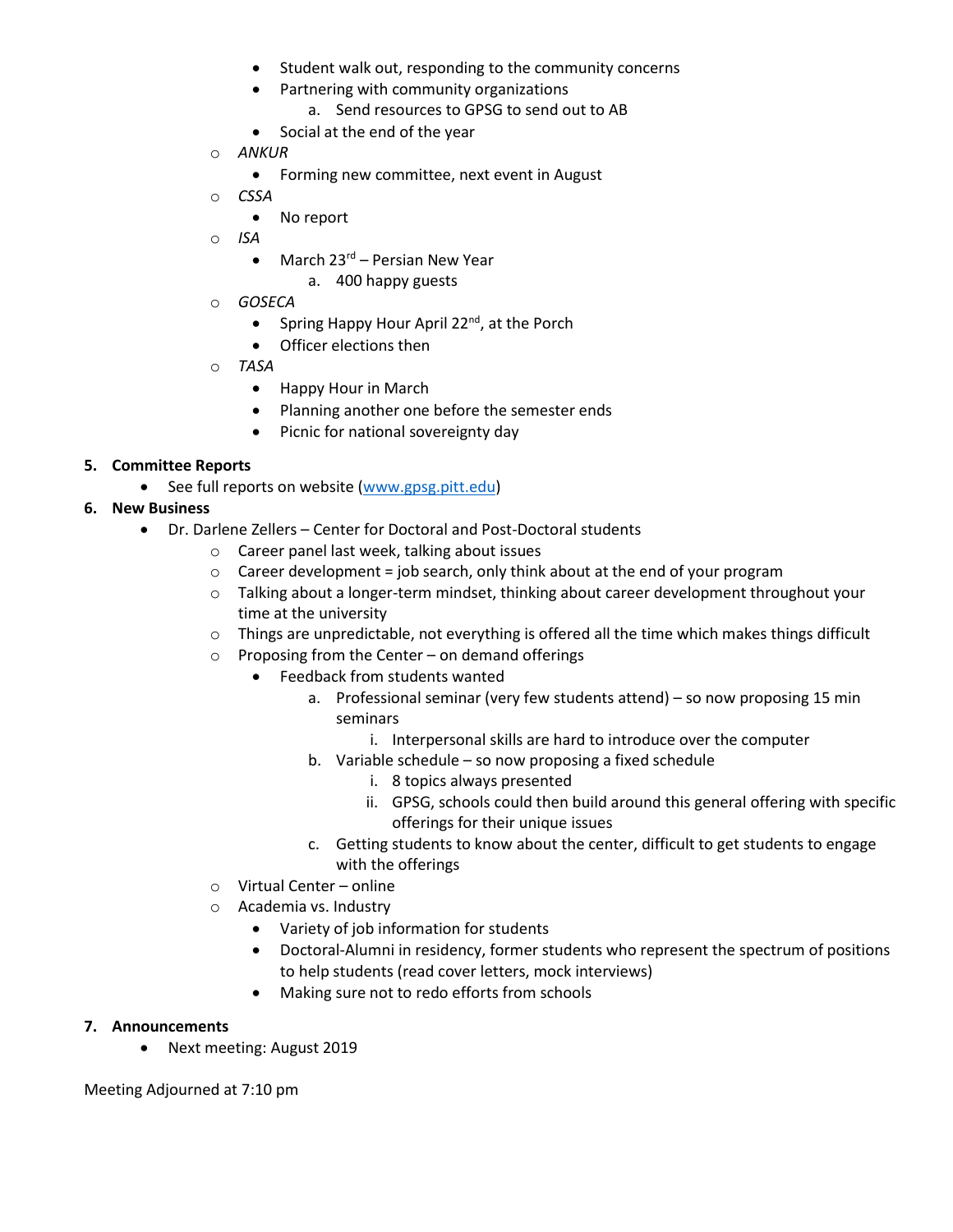- Student walk out, responding to the community concerns
      - Partnering with community organizations
        a. Send resources to GPSG to send out to AB
      - Social at the end of the year
  - *ANKUR*
      - Forming new committee, next event in August
  - *CSSA*
      - No report
  - *ISA*
      - March 23rd – Persian New Year
        a. 400 happy guests
  - *GOSECA*
      - Spring Happy Hour April 22nd, at the Porch
      - Officer elections then
  - *TASA*
      - Happy Hour in March
      - Planning another one before the semester ends
      - Picnic for national sovereignty day

5. **Committee Reports**
   - See full reports on website (www.gpsg.pitt.edu)
6. **New Business**
   - Dr. Darlene Zellers – Center for Doctoral and Post-Doctoral students
      - Career panel last week, talking about issues
      - Career development = job search, only think about at the end of your program
      - Talking about a longer-term mindset, thinking about career development throughout your time at the university
      - Things are unpredictable, not everything is offered all the time which makes things difficult
      - Proposing from the Center – on demand offerings
          - Feedback from students wanted
            a. Professional seminar (very few students attend) – so now proposing 15 min seminars
               i. Interpersonal skills are hard to introduce over the computer
            b. Variable schedule – so now proposing a fixed schedule
               i. 8 topics always presented
               ii. GPSG, schools could then build around this general offering with specific offerings for their unique issues
            c. Getting students to know about the center, difficult to get students to engage with the offerings
      - Virtual Center – online
      - Academia vs. Industry
          - Variety of job information for students
          - Doctoral-Alumni in residency, former students who represent the spectrum of positions to help students (read cover letters, mock interviews)
          - Making sure not to redo efforts from schools
7. **Announcements**
   - Next meeting: August 2019

Meeting Adjourned at 7:10 pm